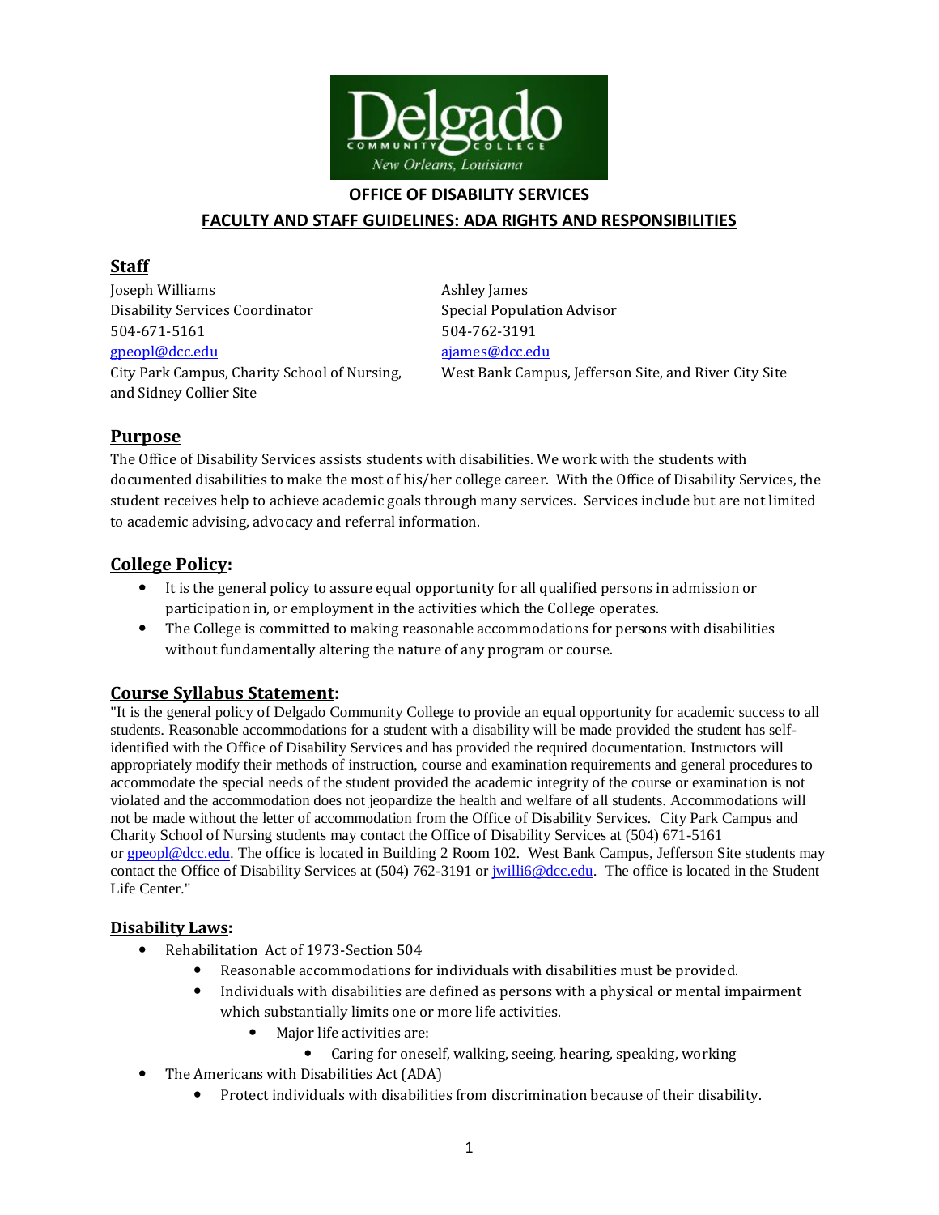# OFFICE OF DISABILITY SERVICES

## FACULTY AND STAFF GUIDELINES: ADA RIGHTS AND RESPONSIBILITIES

## Staff

Joseph Williams
Disability Services Coordinator
504-671-5161
gpeopl@dcc.edu
City Park Campus, Charity School of Nursing, and Sidney Collier Site

Ashley James
Special Population Advisor
504-762-3191
ajames@dcc.edu
West Bank Campus, Jefferson Site, and River City Site

## Purpose

The Office of Disability Services assists students with disabilities. We work with the students with documented disabilities to make the most of his/her college career. With the Office of Disability Services, the student receives help to achieve academic goals through many services. Services include but are not limited to academic advising, advocacy and referral information.

## College Policy:

- It is the general policy to assure equal opportunity for all qualified persons in admission or participation in, or employment in the activities which the College operates.
- The College is committed to making reasonable accommodations for persons with disabilities without fundamentally altering the nature of any program or course.

## Course Syllabus Statement:

"It is the general policy of Delgado Community College to provide an equal opportunity for academic success to all students. Reasonable accommodations for a student with a disability will be made provided the student has self-identified with the Office of Disability Services and has provided the required documentation. Instructors will appropriately modify their methods of instruction, course and examination requirements and general procedures to accommodate the special needs of the student provided the academic integrity of the course or examination is not violated and the accommodation does not jeopardize the health and welfare of all students. Accommodations will not be made without the letter of accommodation from the Office of Disability Services. City Park Campus and Charity School of Nursing students may contact the Office of Disability Services at (504) 671-5161 or gpeopl@dcc.edu. The office is located in Building 2 Room 102. West Bank Campus, Jefferson Site students may contact the Office of Disability Services at (504) 762-3191 or jwilli6@dcc.edu. The office is located in the Student Life Center."

## Disability Laws:

- Rehabilitation Act of 1973-Section 504
  - Reasonable accommodations for individuals with disabilities must be provided.
  - Individuals with disabilities are defined as persons with a physical or mental impairment which substantially limits one or more life activities.
    - Major life activities are:
      - Caring for oneself, walking, seeing, hearing, speaking, working
- The Americans with Disabilities Act (ADA)
  - Protect individuals with disabilities from discrimination because of their disability.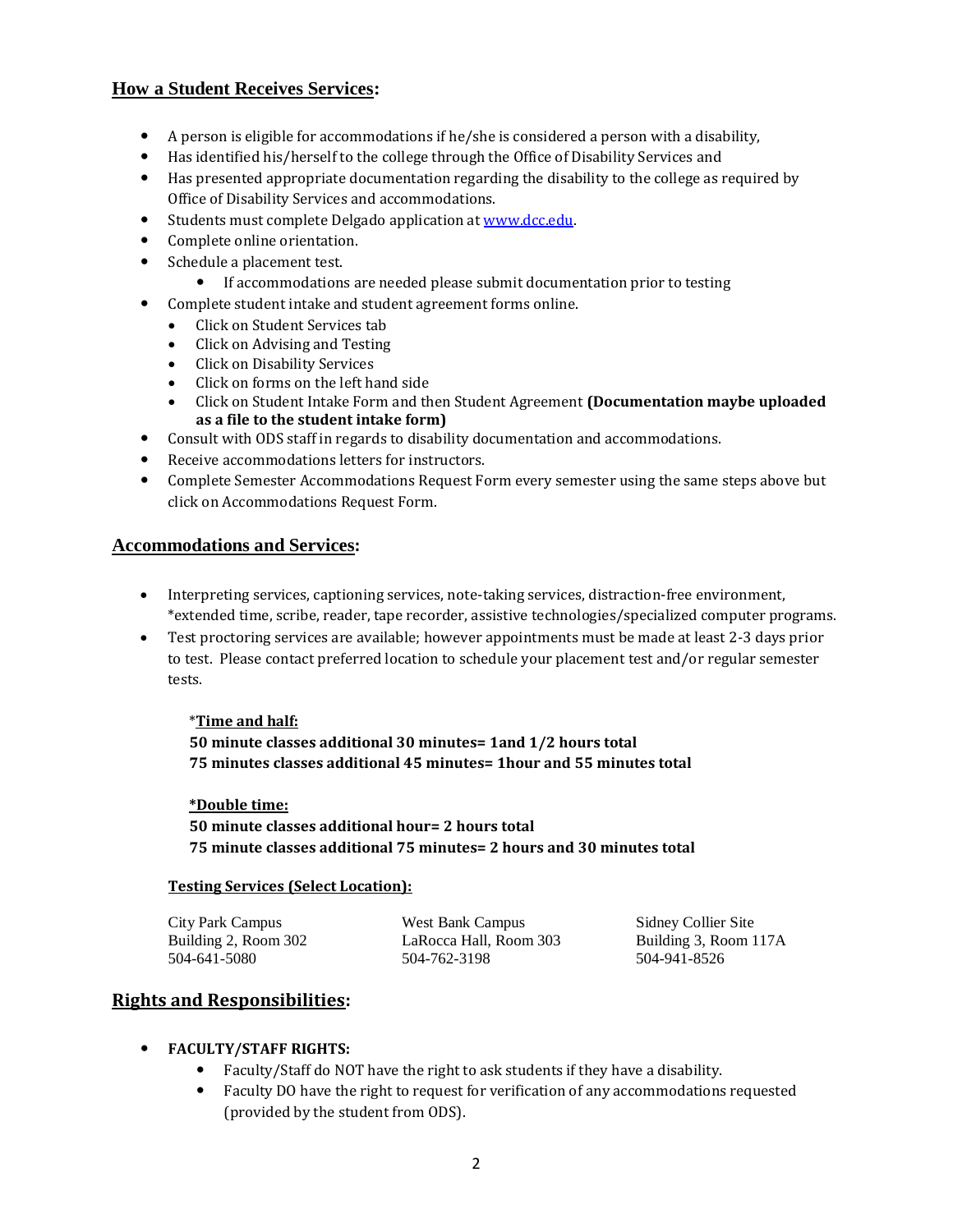## How a Student Receives Services:

- A person is eligible for accommodations if he/she is considered a person with a disability,
- Has identified his/herself to the college through the Office of Disability Services and
- Has presented appropriate documentation regarding the disability to the college as required by Office of Disability Services and accommodations.
- Students must complete Delgado application at [www.dcc.edu](http://www.dcc.edu).
- Complete online orientation.
- Schedule a placement test.
  - If accommodations are needed please submit documentation prior to testing
- Complete student intake and student agreement forms online.
  - Click on Student Services tab
  - Click on Advising and Testing
  - Click on Disability Services
  - Click on forms on the left hand side
  - Click on Student Intake Form and then Student Agreement **(Documentation maybe uploaded as a file to the student intake form)**
- Consult with ODS staff in regards to disability documentation and accommodations.
- Receive accommodations letters for instructors.
- Complete Semester Accommodations Request Form every semester using the same steps above but click on Accommodations Request Form.

## Accommodations and Services:

- Interpreting services, captioning services, note-taking services, distraction-free environment, *extended time, scribe, reader, tape recorder, assistive technologies/specialized computer programs.
- Test proctoring services are available; however appointments must be made at least 2-3 days prior to test. Please contact preferred location to schedule your placement test and/or regular semester tests.

*__Time and half:__
**50 minute classes additional 30 minutes= 1and 1/2 hours total**
**75 minutes classes additional 45 minutes= 1hour and 55 minutes total**

__*Double time:__
**50 minute classes additional hour= 2 hours total**
**75 minute classes additional 75 minutes= 2 hours and 30 minutes total**

__Testing Services (Select Location):__

City Park Campus
Building 2, Room 302
504-641-5080

West Bank Campus
LaRocca Hall, Room 303
504-762-3198

Sidney Collier Site
Building 3, Room 117A
504-941-8526

## Rights and Responsibilities:

- **FACULTY/STAFF RIGHTS:**
  - Faculty/Staff do NOT have the right to ask students if they have a disability.
  - Faculty DO have the right to request for verification of any accommodations requested (provided by the student from ODS).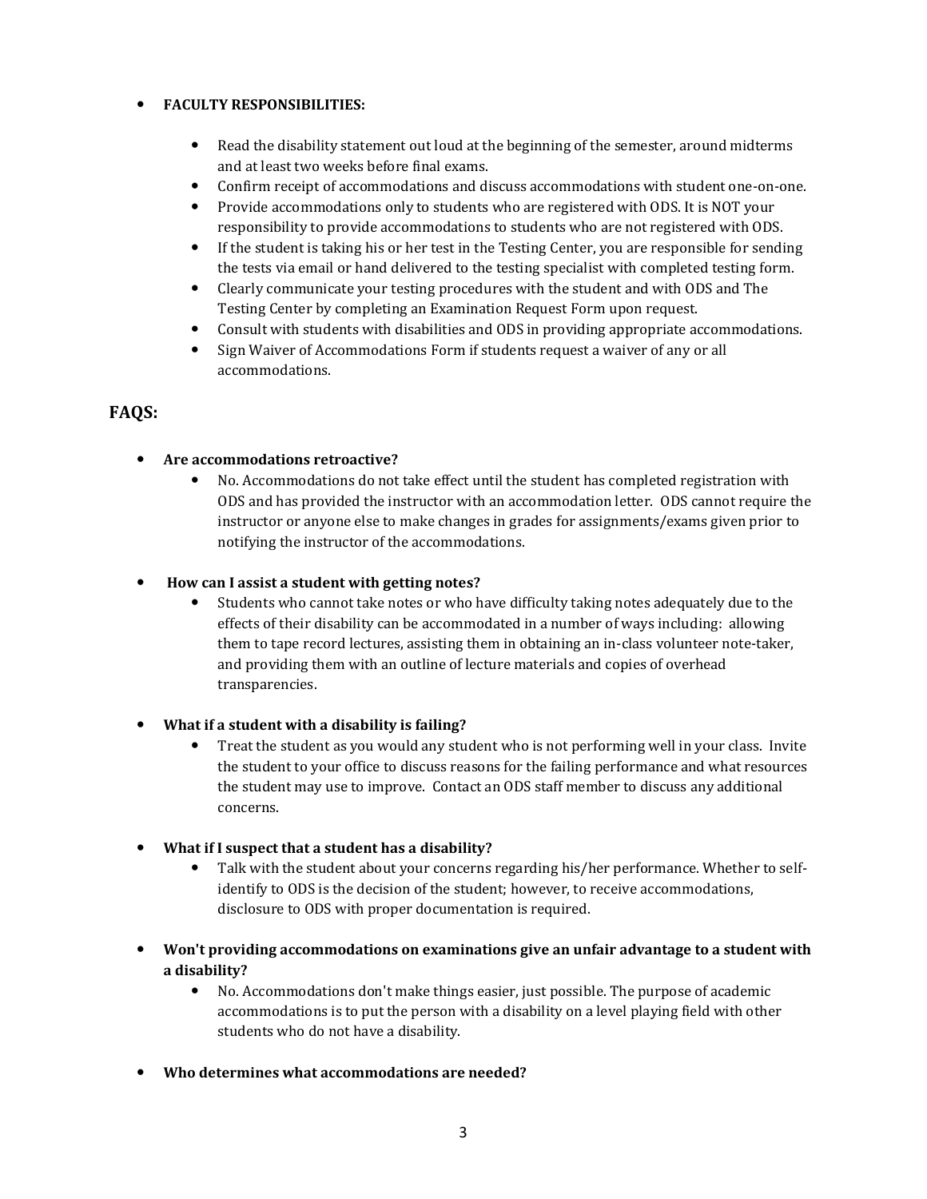- **FACULTY RESPONSIBILITIES:**

    - Read the disability statement out loud at the beginning of the semester, around midterms and at least two weeks before final exams.
    - Confirm receipt of accommodations and discuss accommodations with student one-on-one.
    - Provide accommodations only to students who are registered with ODS. It is NOT your responsibility to provide accommodations to students who are not registered with ODS.
    - If the student is taking his or her test in the Testing Center, you are responsible for sending the tests via email or hand delivered to the testing specialist with completed testing form.
    - Clearly communicate your testing procedures with the student and with ODS and The Testing Center by completing an Examination Request Form upon request.
    - Consult with students with disabilities and ODS in providing appropriate accommodations.
    - Sign Waiver of Accommodations Form if students request a waiver of any or all accommodations.

## FAQS:

- **Are accommodations retroactive?**
    - No. Accommodations do not take effect until the student has completed registration with ODS and has provided the instructor with an accommodation letter. ODS cannot require the instructor or anyone else to make changes in grades for assignments/exams given prior to notifying the instructor of the accommodations.

- **How can I assist a student with getting notes?**
    - Students who cannot take notes or who have difficulty taking notes adequately due to the effects of their disability can be accommodated in a number of ways including: allowing them to tape record lectures, assisting them in obtaining an in-class volunteer note-taker, and providing them with an outline of lecture materials and copies of overhead transparencies.

- **What if a student with a disability is failing?**
    - Treat the student as you would any student who is not performing well in your class. Invite the student to your office to discuss reasons for the failing performance and what resources the student may use to improve. Contact an ODS staff member to discuss any additional concerns.

- **What if I suspect that a student has a disability?**
    - Talk with the student about your concerns regarding his/her performance. Whether to self-identify to ODS is the decision of the student; however, to receive accommodations, disclosure to ODS with proper documentation is required.

- **Won't providing accommodations on examinations give an unfair advantage to a student with a disability?**
    - No. Accommodations don't make things easier, just possible. The purpose of academic accommodations is to put the person with a disability on a level playing field with other students who do not have a disability.

- **Who determines what accommodations are needed?**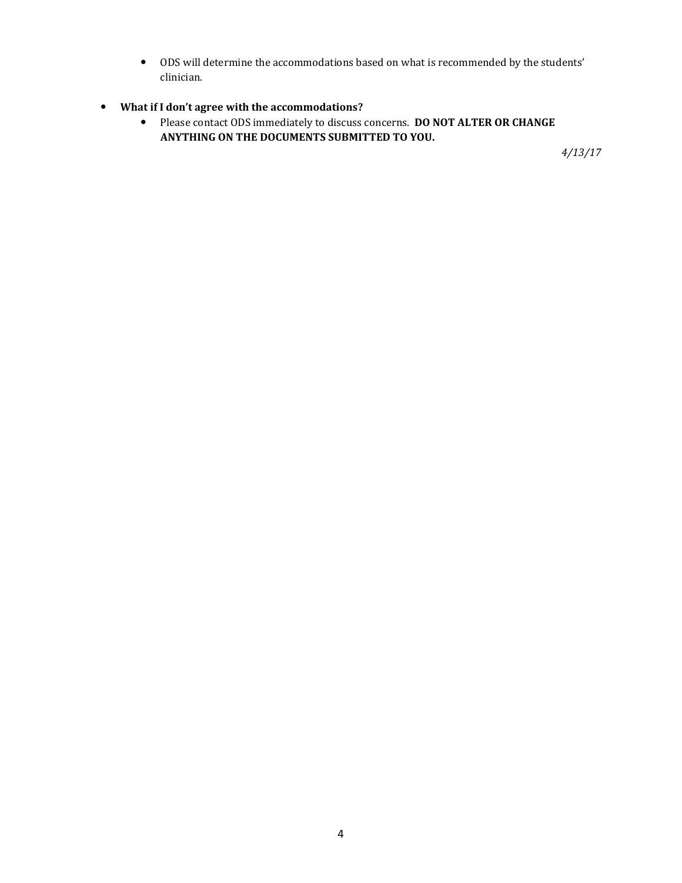- ODS will determine the accommodations based on what is recommended by the students' clinician.

- **What if I don't agree with the accommodations?**
    - Please contact ODS immediately to discuss concerns. **DO NOT ALTER OR CHANGE ANYTHING ON THE DOCUMENTS SUBMITTED TO YOU.**

*4/13/17*